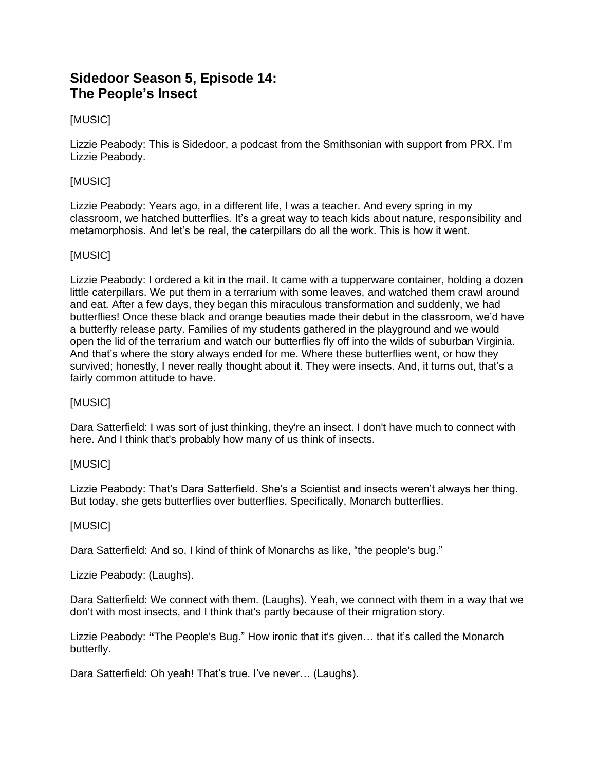# Sidedoor Season 5, Episode 14: The People's Insect

[MUSIC]

Lizzie Peabody: This is Sidedoor, a podcast from the Smithsonian with support from PRX. I'm Lizzie Peabody.

[MUSIC]

Lizzie Peabody: Years ago, in a different life, I was a teacher. And every spring in my classroom, we hatched butterflies. It's a great way to teach kids about nature, responsibility and metamorphosis. And let's be real, the caterpillars do all the work. This is how it went.

[MUSIC]

Lizzie Peabody: I ordered a kit in the mail. It came with a tupperware container, holding a dozen little caterpillars. We put them in a terrarium with some leaves, and watched them crawl around and eat. After a few days, they began this miraculous transformation and suddenly, we had butterflies! Once these black and orange beauties made their debut in the classroom, we'd have a butterfly release party. Families of my students gathered in the playground and we would open the lid of the terrarium and watch our butterflies fly off into the wilds of suburban Virginia. And that's where the story always ended for me. Where these butterflies went, or how they survived; honestly, I never really thought about it. They were insects. And, it turns out, that's a fairly common attitude to have.

[MUSIC]

Dara Satterfield: I was sort of just thinking, they're an insect. I don't have much to connect with here. And I think that's probably how many of us think of insects.

[MUSIC]

Lizzie Peabody: That's Dara Satterfield. She's a Scientist and insects weren't always her thing. But today, she gets butterflies over butterflies. Specifically, Monarch butterflies.

[MUSIC]

Dara Satterfield: And so, I kind of think of Monarchs as like, "the people's bug."

Lizzie Peabody: (Laughs).

Dara Satterfield: We connect with them. (Laughs). Yeah, we connect with them in a way that we don't with most insects, and I think that's partly because of their migration story.

Lizzie Peabody: **"**The People's Bug." How ironic that it's given… that it's called the Monarch butterfly.

Dara Satterfield: Oh yeah! That's true. I've never… (Laughs).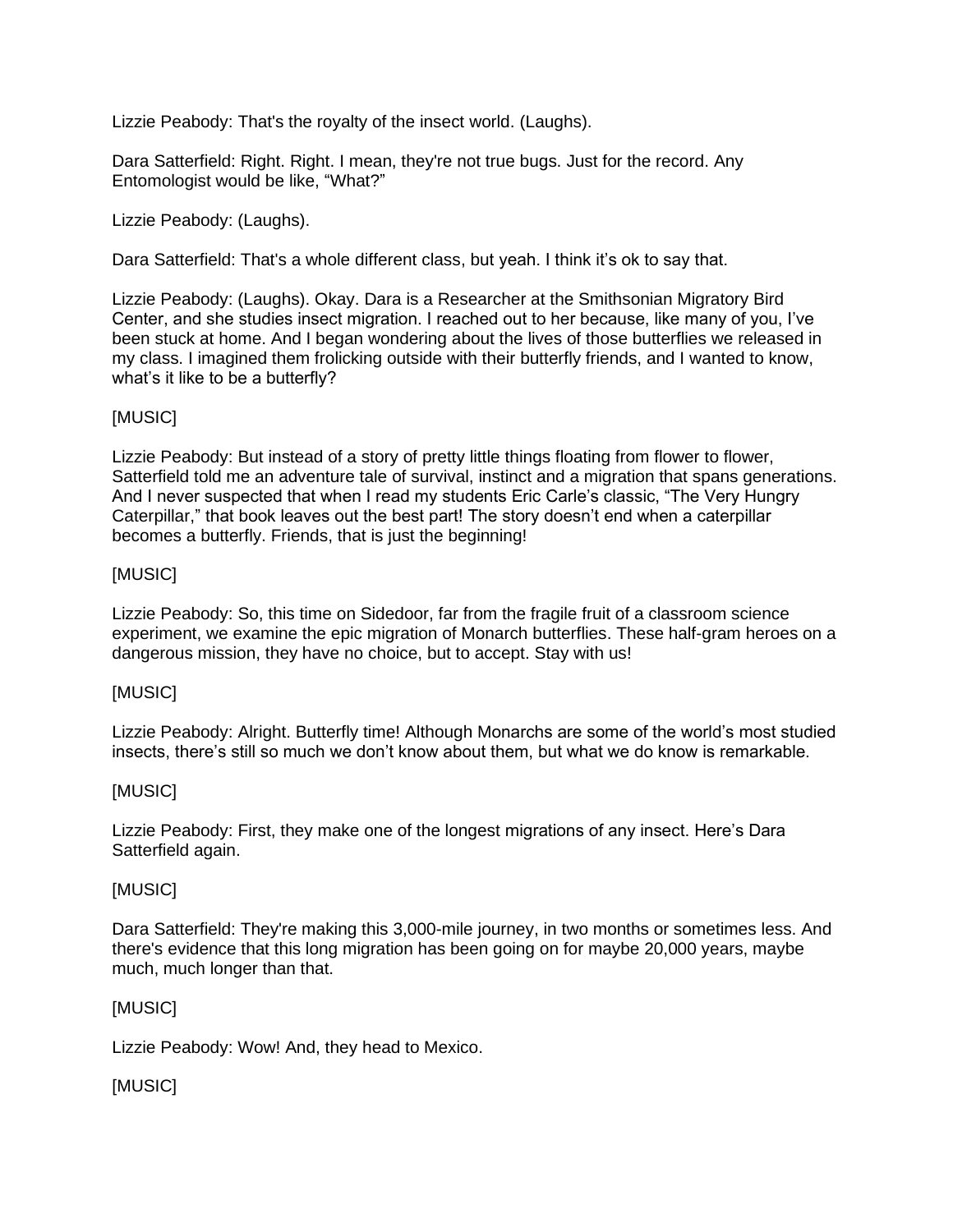Lizzie Peabody: That's the royalty of the insect world. (Laughs).

Dara Satterfield: Right. Right. I mean, they're not true bugs. Just for the record. Any Entomologist would be like, "What?"

Lizzie Peabody: (Laughs).

Dara Satterfield: That's a whole different class, but yeah. I think it's ok to say that.

Lizzie Peabody: (Laughs). Okay. Dara is a Researcher at the Smithsonian Migratory Bird Center, and she studies insect migration. I reached out to her because, like many of you, I've been stuck at home. And I began wondering about the lives of those butterflies we released in my class. I imagined them frolicking outside with their butterfly friends, and I wanted to know, what's it like to be a butterfly?

[MUSIC]

Lizzie Peabody: But instead of a story of pretty little things floating from flower to flower, Satterfield told me an adventure tale of survival, instinct and a migration that spans generations. And I never suspected that when I read my students Eric Carle's classic, "The Very Hungry Caterpillar," that book leaves out the best part! The story doesn't end when a caterpillar becomes a butterfly. Friends, that is just the beginning!

[MUSIC]

Lizzie Peabody: So, this time on Sidedoor, far from the fragile fruit of a classroom science experiment, we examine the epic migration of Monarch butterflies. These half-gram heroes on a dangerous mission, they have no choice, but to accept. Stay with us!

[MUSIC]

Lizzie Peabody: Alright. Butterfly time! Although Monarchs are some of the world's most studied insects, there's still so much we don't know about them, but what we do know is remarkable.

[MUSIC]

Lizzie Peabody: First, they make one of the longest migrations of any insect. Here's Dara Satterfield again.

[MUSIC]

Dara Satterfield: They're making this 3,000-mile journey, in two months or sometimes less. And there's evidence that this long migration has been going on for maybe 20,000 years, maybe much, much longer than that.

[MUSIC]

Lizzie Peabody: Wow! And, they head to Mexico.

[MUSIC]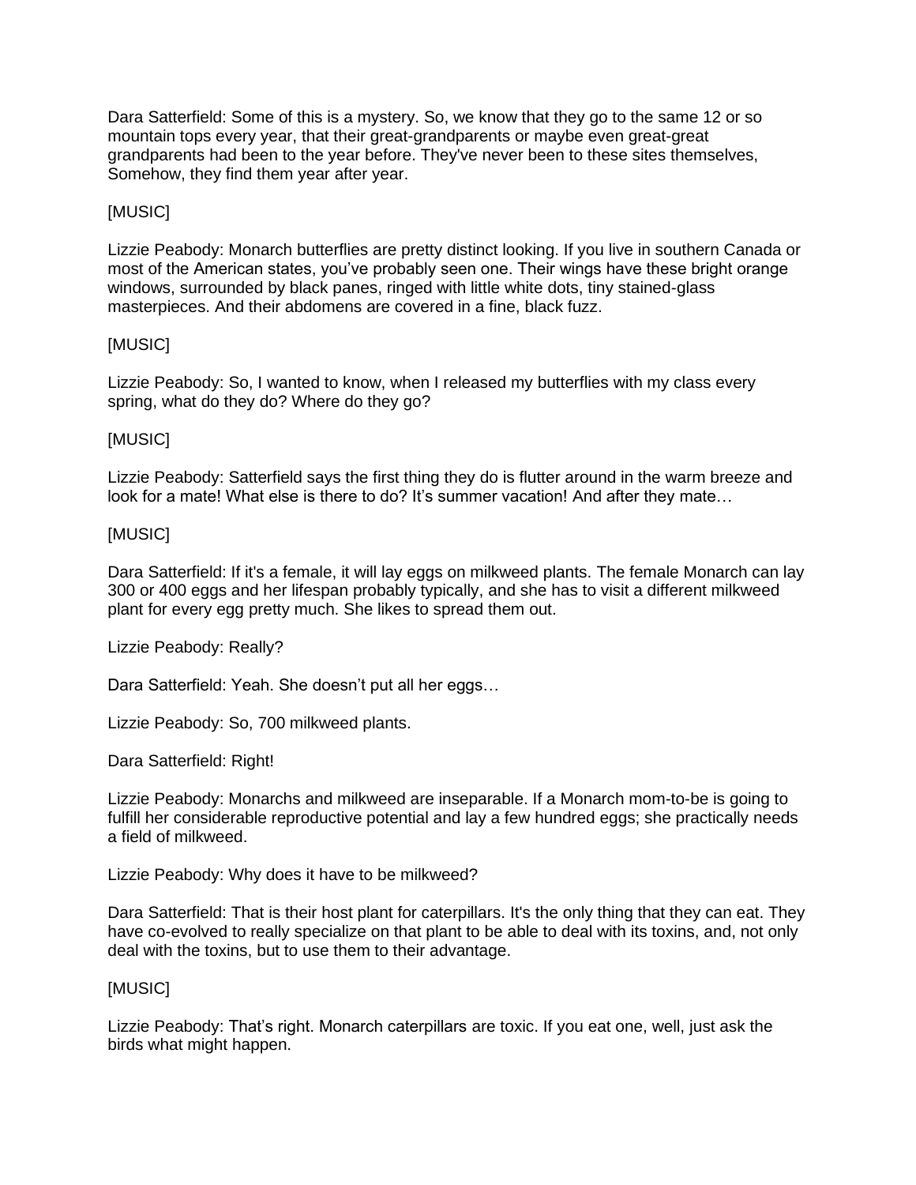Dara Satterfield: Some of this is a mystery. So, we know that they go to the same 12 or so mountain tops every year, that their great-grandparents or maybe even great-great grandparents had been to the year before. They've never been to these sites themselves, Somehow, they find them year after year.

[MUSIC]

Lizzie Peabody: Monarch butterflies are pretty distinct looking. If you live in southern Canada or most of the American states, you've probably seen one. Their wings have these bright orange windows, surrounded by black panes, ringed with little white dots, tiny stained-glass masterpieces. And their abdomens are covered in a fine, black fuzz.

[MUSIC]

Lizzie Peabody: So, I wanted to know, when I released my butterflies with my class every spring, what do they do? Where do they go?

[MUSIC]

Lizzie Peabody: Satterfield says the first thing they do is flutter around in the warm breeze and look for a mate! What else is there to do? It's summer vacation! And after they mate…

[MUSIC]

Dara Satterfield: If it's a female, it will lay eggs on milkweed plants. The female Monarch can lay 300 or 400 eggs and her lifespan probably typically, and she has to visit a different milkweed plant for every egg pretty much. She likes to spread them out.

Lizzie Peabody: Really?

Dara Satterfield: Yeah. She doesn't put all her eggs…

Lizzie Peabody: So, 700 milkweed plants.

Dara Satterfield: Right!

Lizzie Peabody: Monarchs and milkweed are inseparable. If a Monarch mom-to-be is going to fulfill her considerable reproductive potential and lay a few hundred eggs; she practically needs a field of milkweed.

Lizzie Peabody: Why does it have to be milkweed?

Dara Satterfield: That is their host plant for caterpillars. It's the only thing that they can eat. They have co-evolved to really specialize on that plant to be able to deal with its toxins, and, not only deal with the toxins, but to use them to their advantage.

[MUSIC]

Lizzie Peabody: That's right. Monarch caterpillars are toxic. If you eat one, well, just ask the birds what might happen.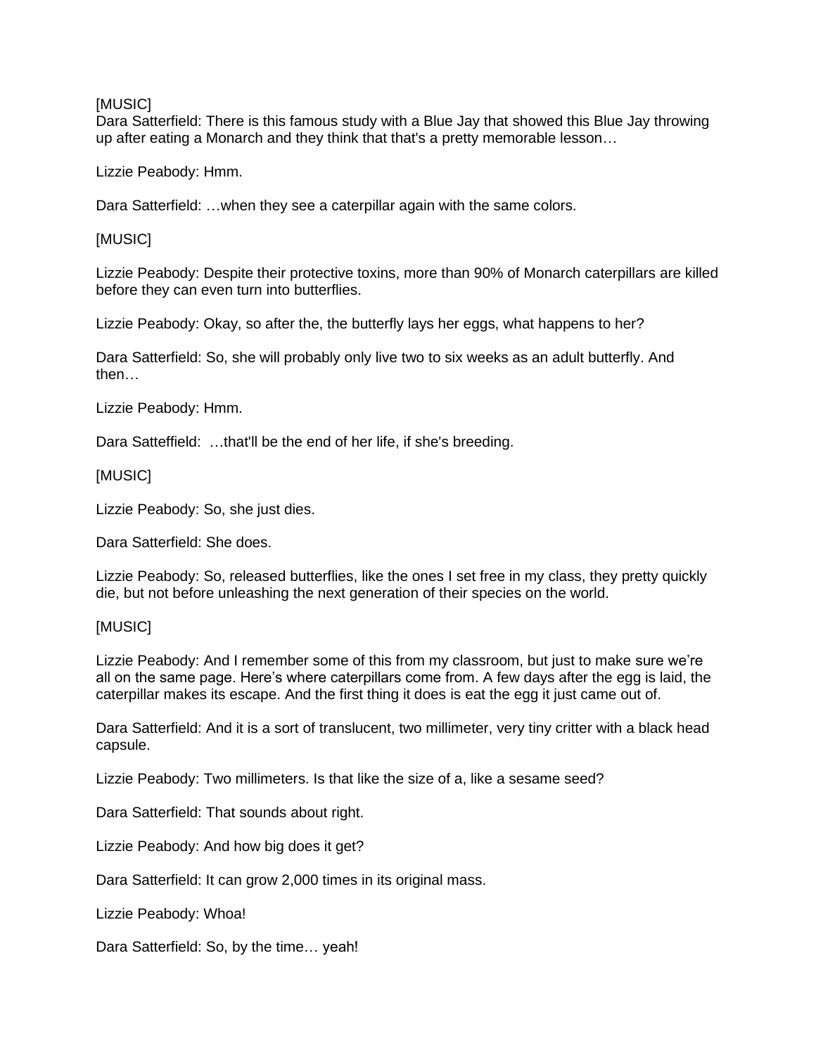[MUSIC]
Dara Satterfield: There is this famous study with a Blue Jay that showed this Blue Jay throwing up after eating a Monarch and they think that that's a pretty memorable lesson…

Lizzie Peabody: Hmm.

Dara Satterfield: …when they see a caterpillar again with the same colors.

[MUSIC]

Lizzie Peabody: Despite their protective toxins, more than 90% of Monarch caterpillars are killed before they can even turn into butterflies.

Lizzie Peabody: Okay, so after the, the butterfly lays her eggs, what happens to her?

Dara Satterfield: So, she will probably only live two to six weeks as an adult butterfly. And then…

Lizzie Peabody: Hmm.

Dara Satteffield: …that'll be the end of her life, if she's breeding.

[MUSIC]

Lizzie Peabody: So, she just dies.

Dara Satterfield: She does.

Lizzie Peabody: So, released butterflies, like the ones I set free in my class, they pretty quickly die, but not before unleashing the next generation of their species on the world.

[MUSIC]

Lizzie Peabody: And I remember some of this from my classroom, but just to make sure we're all on the same page. Here's where caterpillars come from. A few days after the egg is laid, the caterpillar makes its escape. And the first thing it does is eat the egg it just came out of.

Dara Satterfield: And it is a sort of translucent, two millimeter, very tiny critter with a black head capsule.

Lizzie Peabody: Two millimeters. Is that like the size of a, like a sesame seed?

Dara Satterfield: That sounds about right.

Lizzie Peabody: And how big does it get?

Dara Satterfield: It can grow 2,000 times in its original mass.

Lizzie Peabody: Whoa!

Dara Satterfield: So, by the time… yeah!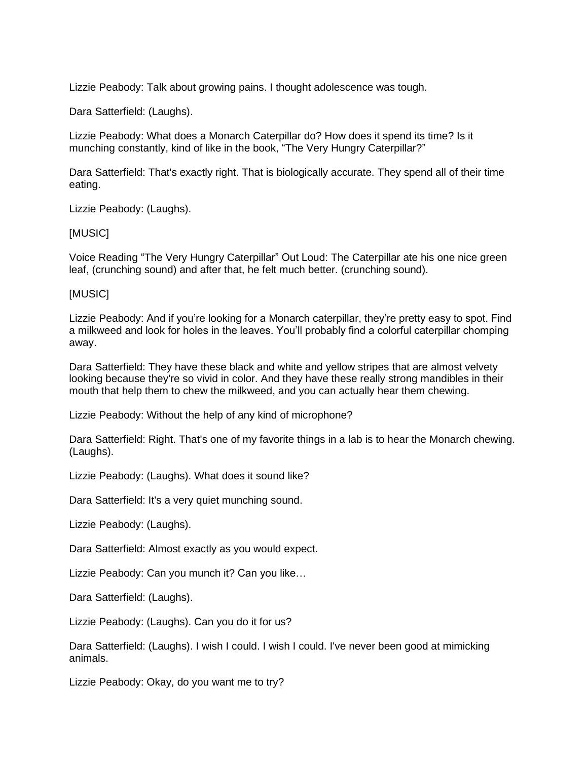Lizzie Peabody: Talk about growing pains. I thought adolescence was tough.

Dara Satterfield: (Laughs).

Lizzie Peabody: What does a Monarch Caterpillar do? How does it spend its time? Is it munching constantly, kind of like in the book, "The Very Hungry Caterpillar?"

Dara Satterfield: That's exactly right. That is biologically accurate. They spend all of their time eating.

Lizzie Peabody: (Laughs).

[MUSIC]

Voice Reading "The Very Hungry Caterpillar" Out Loud: The Caterpillar ate his one nice green leaf, (crunching sound) and after that, he felt much better. (crunching sound).

[MUSIC]

Lizzie Peabody: And if you're looking for a Monarch caterpillar, they're pretty easy to spot. Find a milkweed and look for holes in the leaves. You'll probably find a colorful caterpillar chomping away.

Dara Satterfield: They have these black and white and yellow stripes that are almost velvety looking because they're so vivid in color. And they have these really strong mandibles in their mouth that help them to chew the milkweed, and you can actually hear them chewing.

Lizzie Peabody: Without the help of any kind of microphone?

Dara Satterfield: Right. That's one of my favorite things in a lab is to hear the Monarch chewing. (Laughs).

Lizzie Peabody: (Laughs). What does it sound like?

Dara Satterfield: It's a very quiet munching sound.

Lizzie Peabody: (Laughs).

Dara Satterfield: Almost exactly as you would expect.

Lizzie Peabody: Can you munch it? Can you like…

Dara Satterfield: (Laughs).

Lizzie Peabody: (Laughs). Can you do it for us?

Dara Satterfield: (Laughs). I wish I could. I wish I could. I've never been good at mimicking animals.

Lizzie Peabody: Okay, do you want me to try?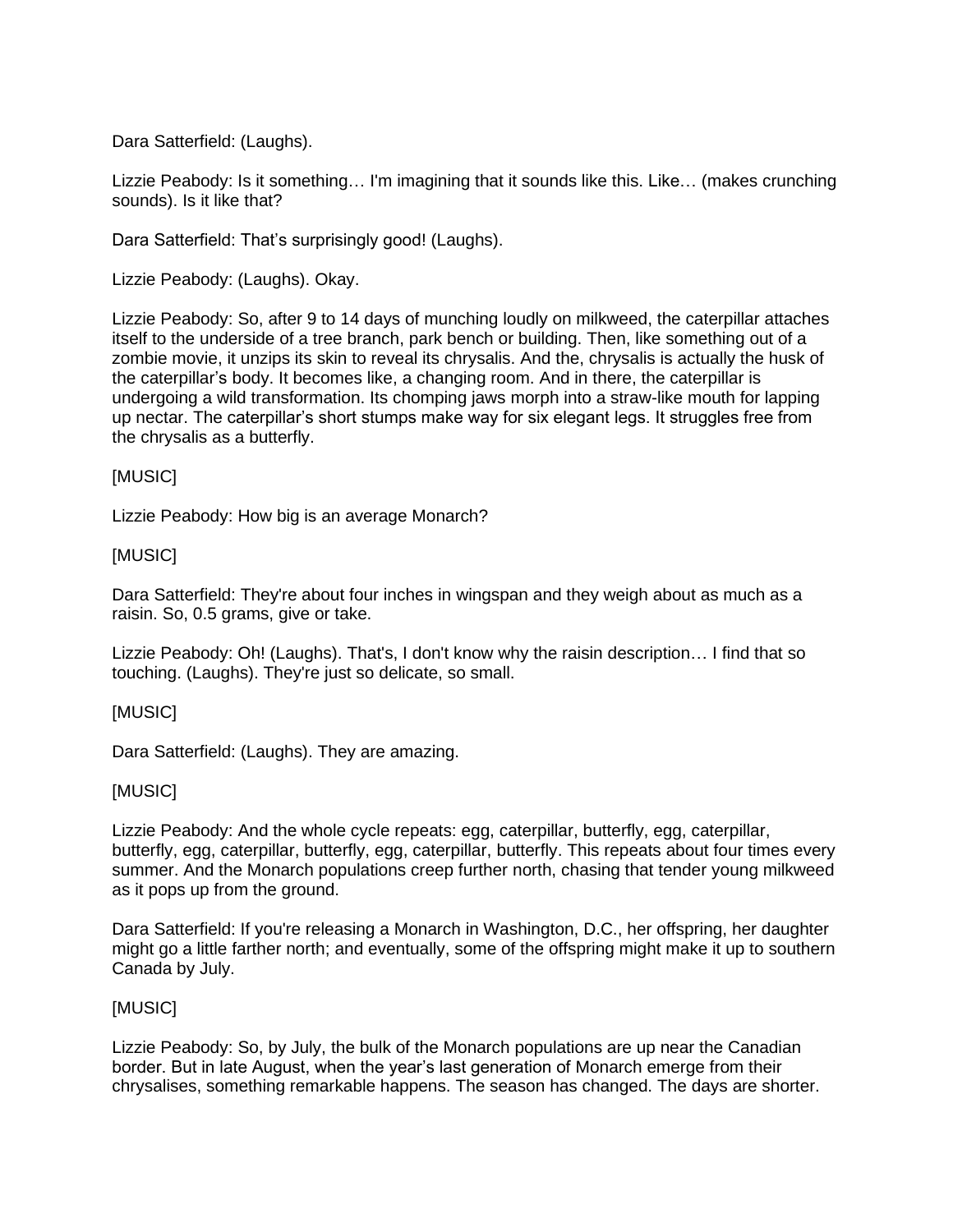Dara Satterfield: (Laughs).

Lizzie Peabody: Is it something… I'm imagining that it sounds like this. Like… (makes crunching sounds). Is it like that?

Dara Satterfield: That's surprisingly good! (Laughs).

Lizzie Peabody: (Laughs). Okay.

Lizzie Peabody: So, after 9 to 14 days of munching loudly on milkweed, the caterpillar attaches itself to the underside of a tree branch, park bench or building. Then, like something out of a zombie movie, it unzips its skin to reveal its chrysalis. And the, chrysalis is actually the husk of the caterpillar's body. It becomes like, a changing room. And in there, the caterpillar is undergoing a wild transformation. Its chomping jaws morph into a straw-like mouth for lapping up nectar. The caterpillar's short stumps make way for six elegant legs. It struggles free from the chrysalis as a butterfly.

[MUSIC]

Lizzie Peabody: How big is an average Monarch?

[MUSIC]

Dara Satterfield: They're about four inches in wingspan and they weigh about as much as a raisin. So, 0.5 grams, give or take.

Lizzie Peabody: Oh! (Laughs). That's, I don't know why the raisin description… I find that so touching. (Laughs). They're just so delicate, so small.

[MUSIC]

Dara Satterfield: (Laughs). They are amazing.

[MUSIC]

Lizzie Peabody: And the whole cycle repeats: egg, caterpillar, butterfly, egg, caterpillar, butterfly, egg, caterpillar, butterfly, egg, caterpillar, butterfly. This repeats about four times every summer. And the Monarch populations creep further north, chasing that tender young milkweed as it pops up from the ground.

Dara Satterfield: If you're releasing a Monarch in Washington, D.C., her offspring, her daughter might go a little farther north; and eventually, some of the offspring might make it up to southern Canada by July.

[MUSIC]

Lizzie Peabody: So, by July, the bulk of the Monarch populations are up near the Canadian border. But in late August, when the year's last generation of Monarch emerge from their chrysalises, something remarkable happens. The season has changed. The days are shorter.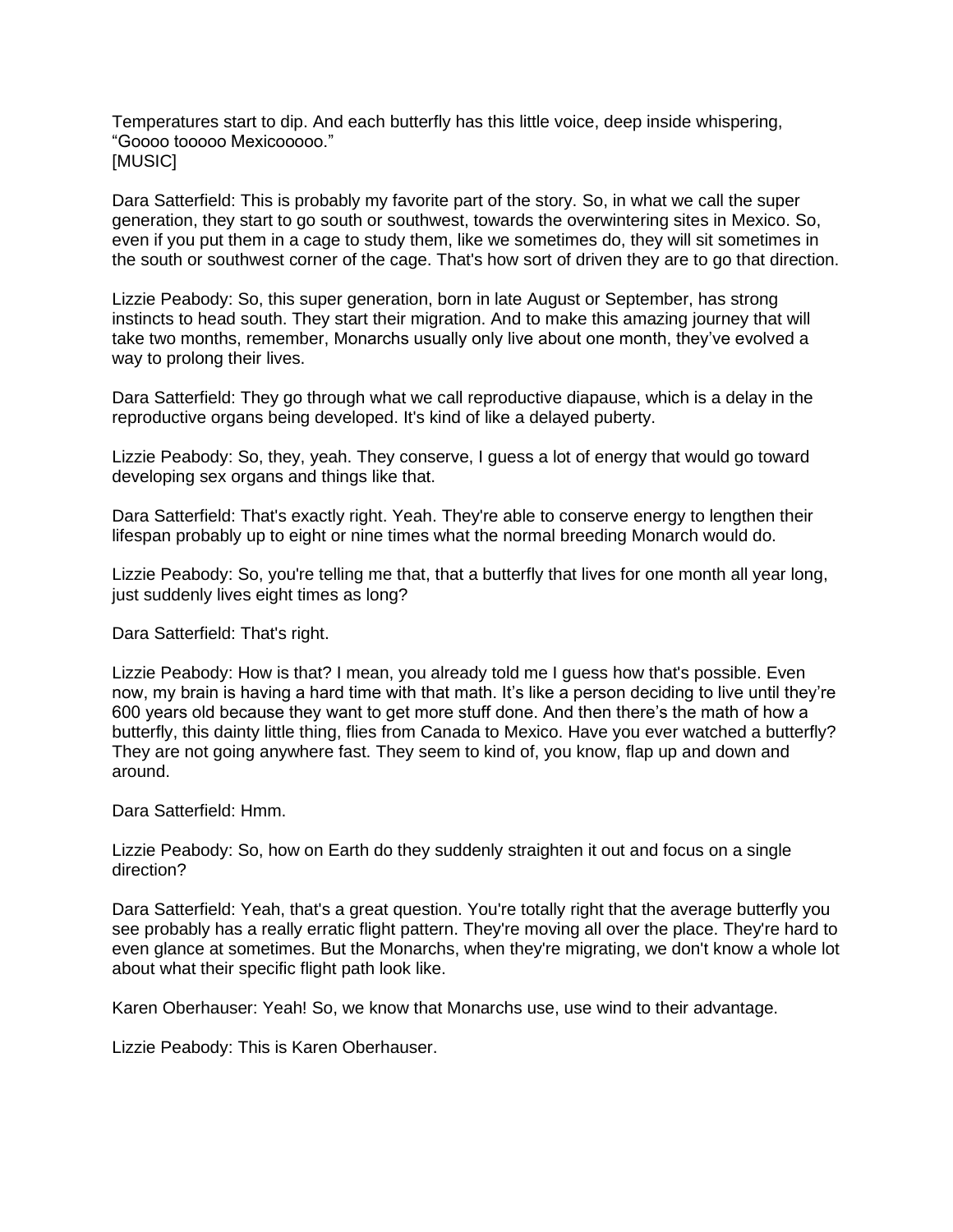Temperatures start to dip. And each butterfly has this little voice, deep inside whispering, "Goooo tooooo Mexicooooo."
[MUSIC]

Dara Satterfield: This is probably my favorite part of the story. So, in what we call the super generation, they start to go south or southwest, towards the overwintering sites in Mexico. So, even if you put them in a cage to study them, like we sometimes do, they will sit sometimes in the south or southwest corner of the cage. That's how sort of driven they are to go that direction.

Lizzie Peabody: So, this super generation, born in late August or September, has strong instincts to head south. They start their migration. And to make this amazing journey that will take two months, remember, Monarchs usually only live about one month, they've evolved a way to prolong their lives.

Dara Satterfield: They go through what we call reproductive diapause, which is a delay in the reproductive organs being developed. It's kind of like a delayed puberty.

Lizzie Peabody: So, they, yeah. They conserve, I guess a lot of energy that would go toward developing sex organs and things like that.

Dara Satterfield: That's exactly right. Yeah. They're able to conserve energy to lengthen their lifespan probably up to eight or nine times what the normal breeding Monarch would do.

Lizzie Peabody: So, you're telling me that, that a butterfly that lives for one month all year long, just suddenly lives eight times as long?

Dara Satterfield: That's right.

Lizzie Peabody: How is that? I mean, you already told me I guess how that's possible. Even now, my brain is having a hard time with that math. It's like a person deciding to live until they're 600 years old because they want to get more stuff done. And then there's the math of how a butterfly, this dainty little thing, flies from Canada to Mexico. Have you ever watched a butterfly? They are not going anywhere fast. They seem to kind of, you know, flap up and down and around.

Dara Satterfield: Hmm.

Lizzie Peabody: So, how on Earth do they suddenly straighten it out and focus on a single direction?

Dara Satterfield: Yeah, that's a great question. You're totally right that the average butterfly you see probably has a really erratic flight pattern. They're moving all over the place. They're hard to even glance at sometimes. But the Monarchs, when they're migrating, we don't know a whole lot about what their specific flight path look like.

Karen Oberhauser: Yeah! So, we know that Monarchs use, use wind to their advantage.

Lizzie Peabody: This is Karen Oberhauser.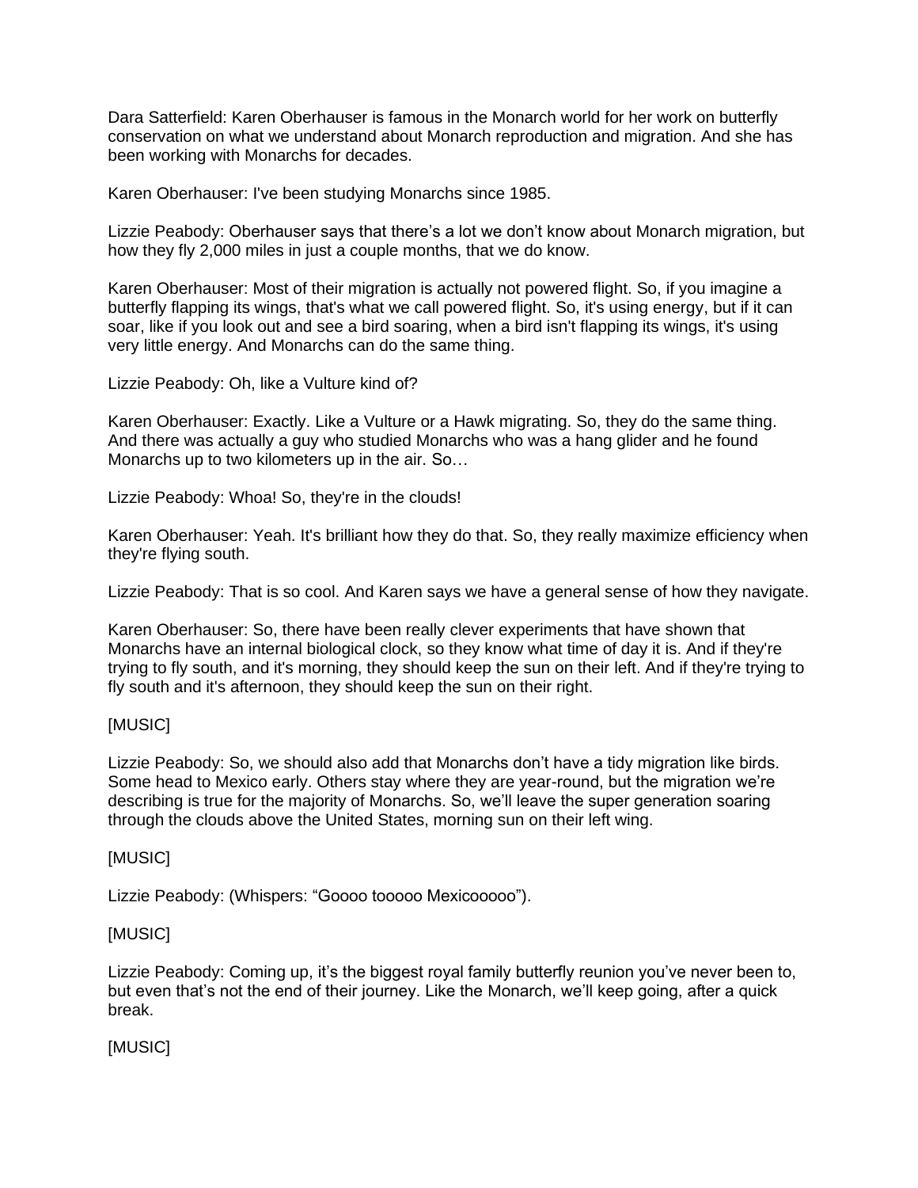Dara Satterfield: Karen Oberhauser is famous in the Monarch world for her work on butterfly conservation on what we understand about Monarch reproduction and migration. And she has been working with Monarchs for decades.

Karen Oberhauser: I've been studying Monarchs since 1985.

Lizzie Peabody: Oberhauser says that there's a lot we don't know about Monarch migration, but how they fly 2,000 miles in just a couple months, that we do know.

Karen Oberhauser: Most of their migration is actually not powered flight. So, if you imagine a butterfly flapping its wings, that's what we call powered flight. So, it's using energy, but if it can soar, like if you look out and see a bird soaring, when a bird isn't flapping its wings, it's using very little energy. And Monarchs can do the same thing.

Lizzie Peabody: Oh, like a Vulture kind of?

Karen Oberhauser: Exactly. Like a Vulture or a Hawk migrating. So, they do the same thing. And there was actually a guy who studied Monarchs who was a hang glider and he found Monarchs up to two kilometers up in the air. So…

Lizzie Peabody: Whoa! So, they're in the clouds!

Karen Oberhauser: Yeah. It's brilliant how they do that. So, they really maximize efficiency when they're flying south.

Lizzie Peabody: That is so cool. And Karen says we have a general sense of how they navigate.

Karen Oberhauser: So, there have been really clever experiments that have shown that Monarchs have an internal biological clock, so they know what time of day it is. And if they're trying to fly south, and it's morning, they should keep the sun on their left. And if they're trying to fly south and it's afternoon, they should keep the sun on their right.

[MUSIC]

Lizzie Peabody: So, we should also add that Monarchs don't have a tidy migration like birds. Some head to Mexico early. Others stay where they are year-round, but the migration we're describing is true for the majority of Monarchs. So, we'll leave the super generation soaring through the clouds above the United States, morning sun on their left wing.

[MUSIC]

Lizzie Peabody: (Whispers: "Goooo tooooo Mexicooooo").

[MUSIC]

Lizzie Peabody: Coming up, it's the biggest royal family butterfly reunion you've never been to, but even that's not the end of their journey. Like the Monarch, we'll keep going, after a quick break.

[MUSIC]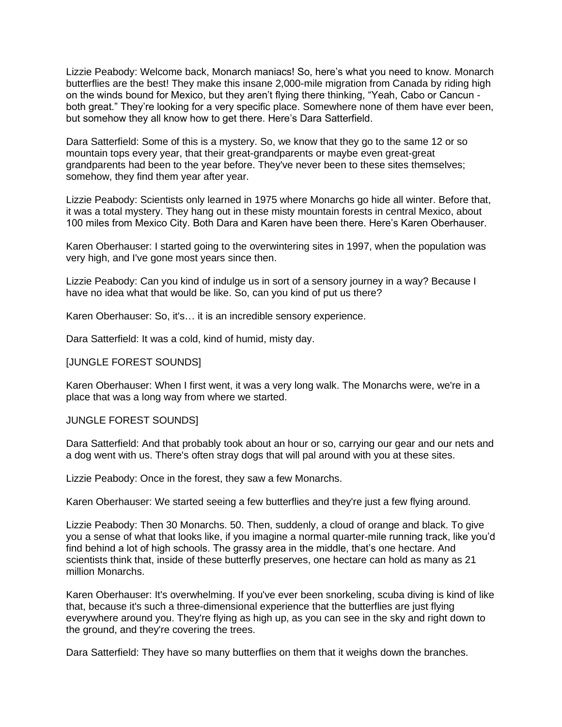Lizzie Peabody: Welcome back, Monarch maniacs! So, here's what you need to know. Monarch butterflies are the best! They make this insane 2,000-mile migration from Canada by riding high on the winds bound for Mexico, but they aren't flying there thinking, "Yeah, Cabo or Cancun - both great." They're looking for a very specific place. Somewhere none of them have ever been, but somehow they all know how to get there. Here's Dara Satterfield.

Dara Satterfield: Some of this is a mystery. So, we know that they go to the same 12 or so mountain tops every year, that their great-grandparents or maybe even great-great grandparents had been to the year before. They've never been to these sites themselves; somehow, they find them year after year.

Lizzie Peabody: Scientists only learned in 1975 where Monarchs go hide all winter. Before that, it was a total mystery. They hang out in these misty mountain forests in central Mexico, about 100 miles from Mexico City. Both Dara and Karen have been there. Here's Karen Oberhauser.

Karen Oberhauser: I started going to the overwintering sites in 1997, when the population was very high, and I've gone most years since then.

Lizzie Peabody: Can you kind of indulge us in sort of a sensory journey in a way? Because I have no idea what that would be like. So, can you kind of put us there?

Karen Oberhauser: So, it's… it is an incredible sensory experience.

Dara Satterfield: It was a cold, kind of humid, misty day.

[JUNGLE FOREST SOUNDS]

Karen Oberhauser: When I first went, it was a very long walk. The Monarchs were, we're in a place that was a long way from where we started.

JUNGLE FOREST SOUNDS]

Dara Satterfield: And that probably took about an hour or so, carrying our gear and our nets and a dog went with us. There's often stray dogs that will pal around with you at these sites.

Lizzie Peabody: Once in the forest, they saw a few Monarchs.

Karen Oberhauser: We started seeing a few butterflies and they're just a few flying around.

Lizzie Peabody: Then 30 Monarchs. 50. Then, suddenly, a cloud of orange and black. To give you a sense of what that looks like, if you imagine a normal quarter-mile running track, like you'd find behind a lot of high schools. The grassy area in the middle, that's one hectare. And scientists think that, inside of these butterfly preserves, one hectare can hold as many as 21 million Monarchs.

Karen Oberhauser: It's overwhelming. If you've ever been snorkeling, scuba diving is kind of like that, because it's such a three-dimensional experience that the butterflies are just flying everywhere around you. They're flying as high up, as you can see in the sky and right down to the ground, and they're covering the trees.

Dara Satterfield: They have so many butterflies on them that it weighs down the branches.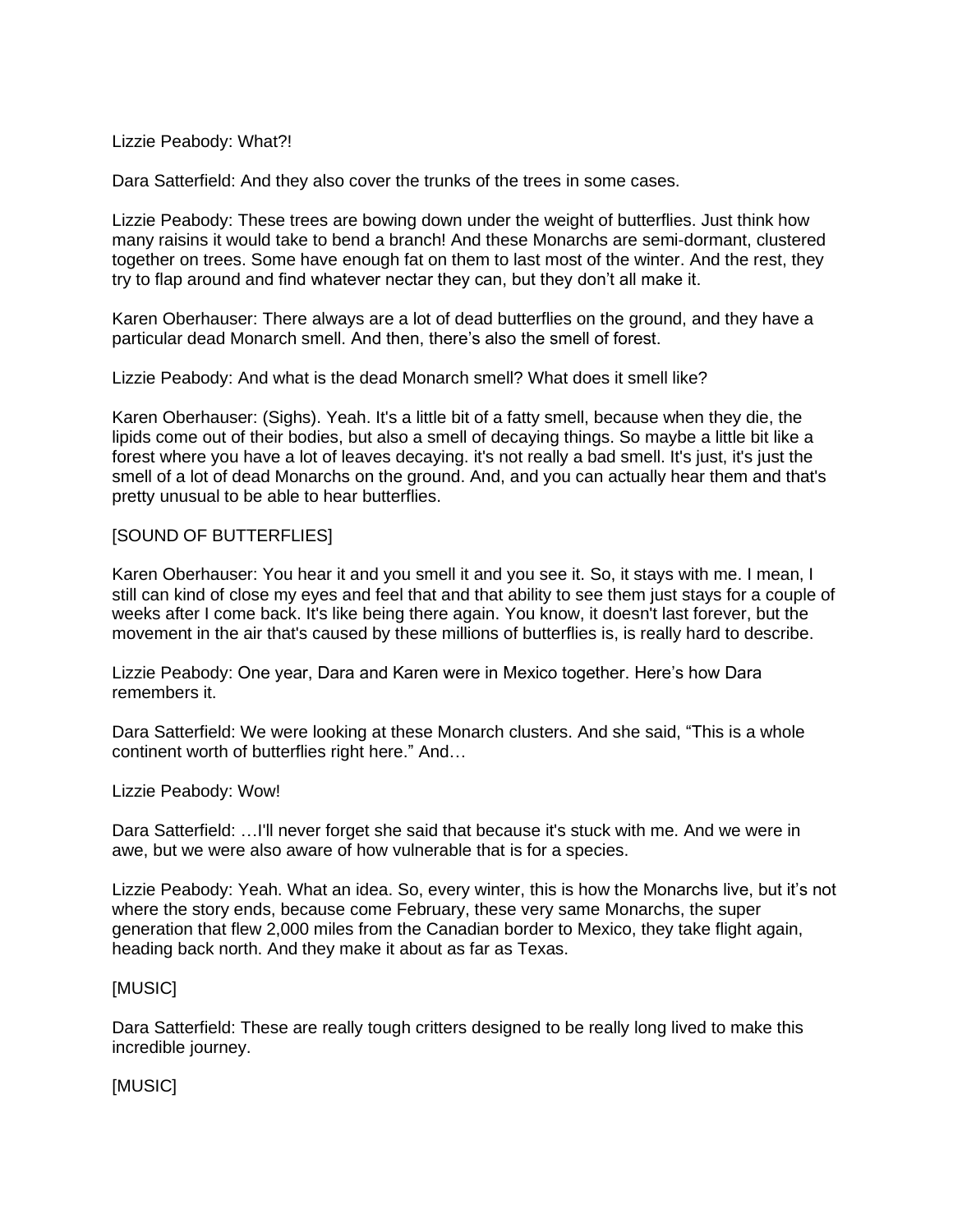Lizzie Peabody: What?!

Dara Satterfield: And they also cover the trunks of the trees in some cases.

Lizzie Peabody: These trees are bowing down under the weight of butterflies. Just think how many raisins it would take to bend a branch! And these Monarchs are semi-dormant, clustered together on trees. Some have enough fat on them to last most of the winter. And the rest, they try to flap around and find whatever nectar they can, but they don't all make it.

Karen Oberhauser: There always are a lot of dead butterflies on the ground, and they have a particular dead Monarch smell. And then, there's also the smell of forest.

Lizzie Peabody: And what is the dead Monarch smell? What does it smell like?

Karen Oberhauser: (Sighs). Yeah. It's a little bit of a fatty smell, because when they die, the lipids come out of their bodies, but also a smell of decaying things. So maybe a little bit like a forest where you have a lot of leaves decaying. it's not really a bad smell. It's just, it's just the smell of a lot of dead Monarchs on the ground. And, and you can actually hear them and that's pretty unusual to be able to hear butterflies.

[SOUND OF BUTTERFLIES]

Karen Oberhauser: You hear it and you smell it and you see it. So, it stays with me. I mean, I still can kind of close my eyes and feel that and that ability to see them just stays for a couple of weeks after I come back. It's like being there again. You know, it doesn't last forever, but the movement in the air that's caused by these millions of butterflies is, is really hard to describe.

Lizzie Peabody: One year, Dara and Karen were in Mexico together. Here's how Dara remembers it.

Dara Satterfield: We were looking at these Monarch clusters. And she said, "This is a whole continent worth of butterflies right here." And…

Lizzie Peabody: Wow!

Dara Satterfield: …I'll never forget she said that because it's stuck with me. And we were in awe, but we were also aware of how vulnerable that is for a species.

Lizzie Peabody: Yeah. What an idea. So, every winter, this is how the Monarchs live, but it's not where the story ends, because come February, these very same Monarchs, the super generation that flew 2,000 miles from the Canadian border to Mexico, they take flight again, heading back north. And they make it about as far as Texas.

[MUSIC]

Dara Satterfield: These are really tough critters designed to be really long lived to make this incredible journey.

[MUSIC]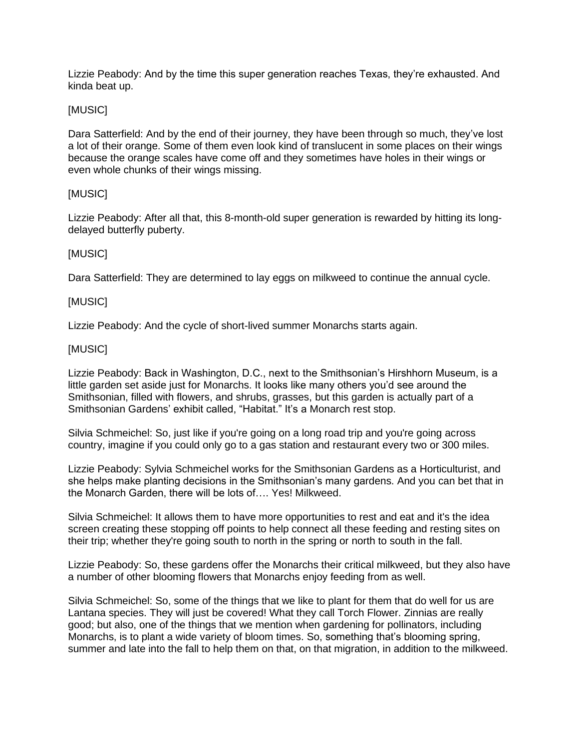Lizzie Peabody: And by the time this super generation reaches Texas, they're exhausted. And kinda beat up.

[MUSIC]

Dara Satterfield: And by the end of their journey, they have been through so much, they've lost a lot of their orange. Some of them even look kind of translucent in some places on their wings because the orange scales have come off and they sometimes have holes in their wings or even whole chunks of their wings missing.

[MUSIC]

Lizzie Peabody: After all that, this 8-month-old super generation is rewarded by hitting its long-delayed butterfly puberty.

[MUSIC]

Dara Satterfield: They are determined to lay eggs on milkweed to continue the annual cycle.

[MUSIC]

Lizzie Peabody: And the cycle of short-lived summer Monarchs starts again.

[MUSIC]

Lizzie Peabody: Back in Washington, D.C., next to the Smithsonian's Hirshhorn Museum, is a little garden set aside just for Monarchs. It looks like many others you'd see around the Smithsonian, filled with flowers, and shrubs, grasses, but this garden is actually part of a Smithsonian Gardens' exhibit called, "Habitat." It's a Monarch rest stop.

Silvia Schmeichel: So, just like if you're going on a long road trip and you're going across country, imagine if you could only go to a gas station and restaurant every two or 300 miles.

Lizzie Peabody: Sylvia Schmeichel works for the Smithsonian Gardens as a Horticulturist, and she helps make planting decisions in the Smithsonian's many gardens. And you can bet that in the Monarch Garden, there will be lots of…. Yes! Milkweed.

Silvia Schmeichel: It allows them to have more opportunities to rest and eat and it's the idea screen creating these stopping off points to help connect all these feeding and resting sites on their trip; whether they're going south to north in the spring or north to south in the fall.

Lizzie Peabody: So, these gardens offer the Monarchs their critical milkweed, but they also have a number of other blooming flowers that Monarchs enjoy feeding from as well.

Silvia Schmeichel: So, some of the things that we like to plant for them that do well for us are Lantana species. They will just be covered! What they call Torch Flower. Zinnias are really good; but also, one of the things that we mention when gardening for pollinators, including Monarchs, is to plant a wide variety of bloom times. So, something that's blooming spring, summer and late into the fall to help them on that, on that migration, in addition to the milkweed.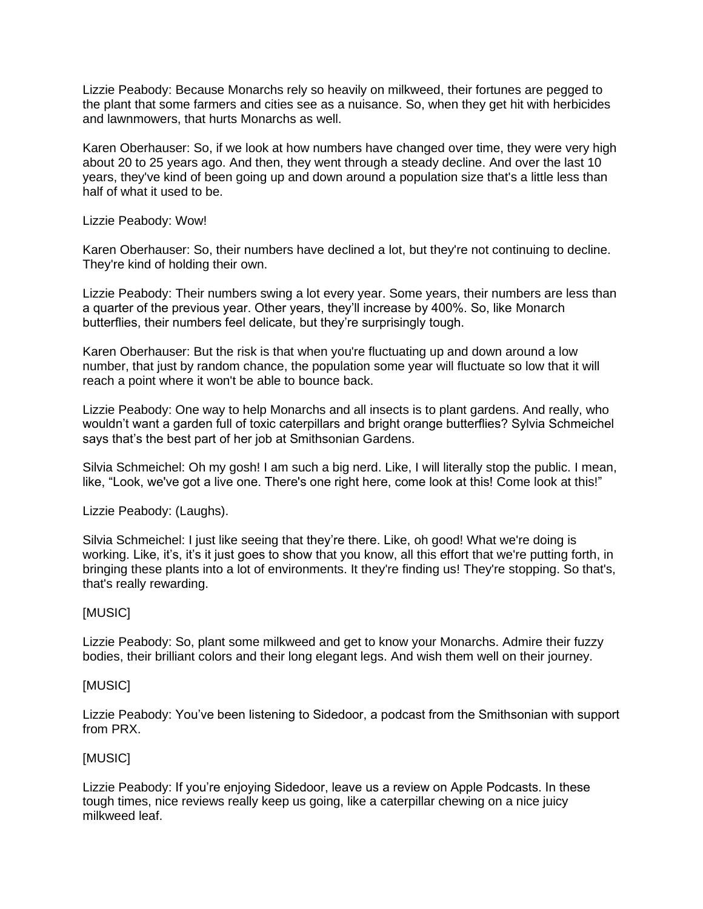Lizzie Peabody: Because Monarchs rely so heavily on milkweed, their fortunes are pegged to the plant that some farmers and cities see as a nuisance. So, when they get hit with herbicides and lawnmowers, that hurts Monarchs as well.

Karen Oberhauser: So, if we look at how numbers have changed over time, they were very high about 20 to 25 years ago. And then, they went through a steady decline. And over the last 10 years, they've kind of been going up and down around a population size that's a little less than half of what it used to be.

Lizzie Peabody: Wow!

Karen Oberhauser: So, their numbers have declined a lot, but they're not continuing to decline. They're kind of holding their own.

Lizzie Peabody: Their numbers swing a lot every year. Some years, their numbers are less than a quarter of the previous year. Other years, they'll increase by 400%. So, like Monarch butterflies, their numbers feel delicate, but they're surprisingly tough.

Karen Oberhauser: But the risk is that when you're fluctuating up and down around a low number, that just by random chance, the population some year will fluctuate so low that it will reach a point where it won't be able to bounce back.

Lizzie Peabody: One way to help Monarchs and all insects is to plant gardens. And really, who wouldn't want a garden full of toxic caterpillars and bright orange butterflies? Sylvia Schmeichel says that's the best part of her job at Smithsonian Gardens.

Silvia Schmeichel: Oh my gosh! I am such a big nerd. Like, I will literally stop the public. I mean, like, "Look, we've got a live one. There's one right here, come look at this! Come look at this!"

Lizzie Peabody: (Laughs).

Silvia Schmeichel: I just like seeing that they're there. Like, oh good! What we're doing is working. Like, it's, it's it just goes to show that you know, all this effort that we're putting forth, in bringing these plants into a lot of environments. It they're finding us! They're stopping. So that's, that's really rewarding.

[MUSIC]

Lizzie Peabody: So, plant some milkweed and get to know your Monarchs. Admire their fuzzy bodies, their brilliant colors and their long elegant legs. And wish them well on their journey.

[MUSIC]

Lizzie Peabody: You've been listening to Sidedoor, a podcast from the Smithsonian with support from PRX.

[MUSIC]

Lizzie Peabody: If you're enjoying Sidedoor, leave us a review on Apple Podcasts. In these tough times, nice reviews really keep us going, like a caterpillar chewing on a nice juicy milkweed leaf.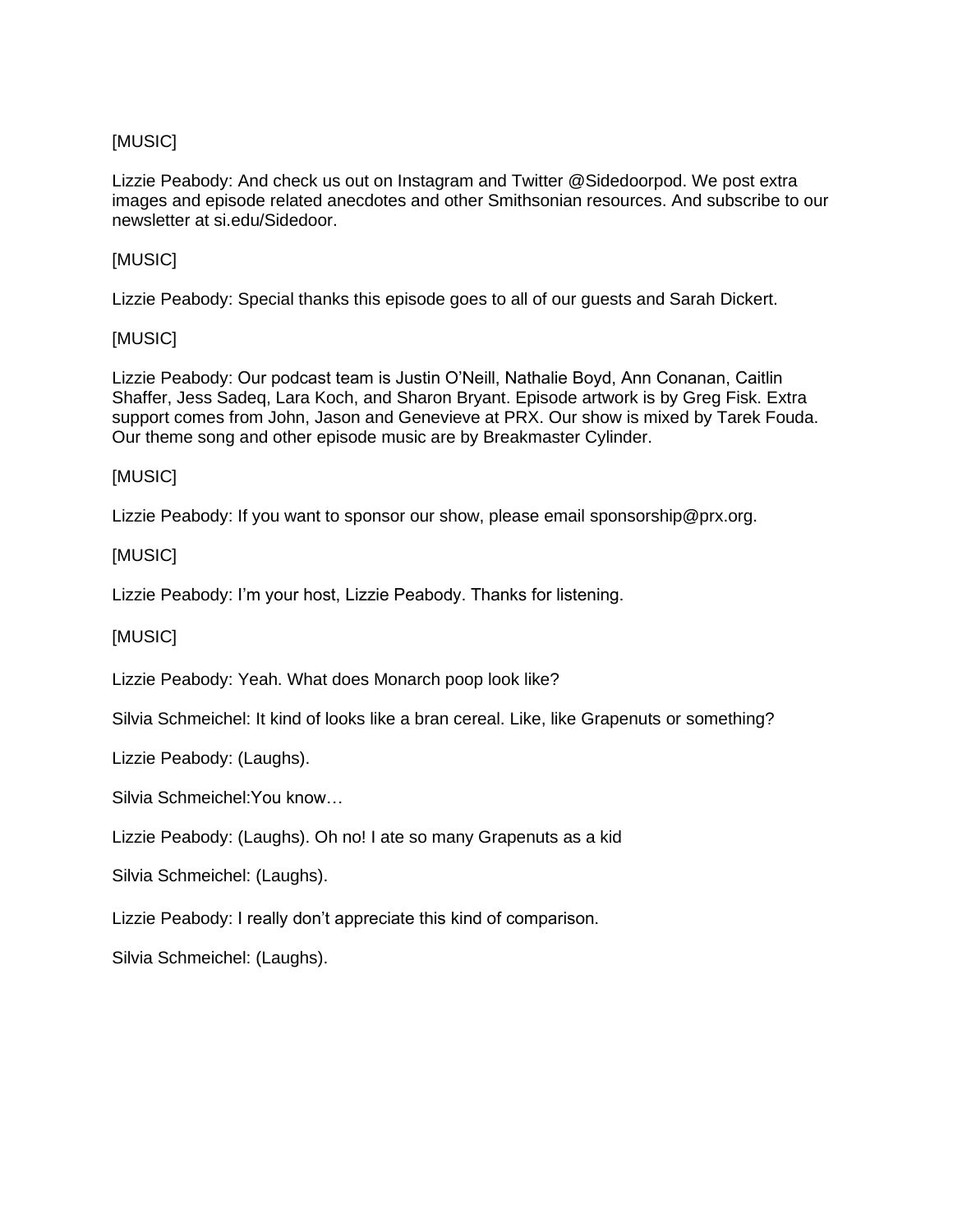[MUSIC]

Lizzie Peabody: And check us out on Instagram and Twitter @Sidedoorpod. We post extra images and episode related anecdotes and other Smithsonian resources. And subscribe to our newsletter at si.edu/Sidedoor.

[MUSIC]

Lizzie Peabody: Special thanks this episode goes to all of our guests and Sarah Dickert.

[MUSIC]

Lizzie Peabody: Our podcast team is Justin O'Neill, Nathalie Boyd, Ann Conanan, Caitlin Shaffer, Jess Sadeq, Lara Koch, and Sharon Bryant. Episode artwork is by Greg Fisk. Extra support comes from John, Jason and Genevieve at PRX. Our show is mixed by Tarek Fouda. Our theme song and other episode music are by Breakmaster Cylinder.

[MUSIC]

Lizzie Peabody: If you want to sponsor our show, please email sponsorship@prx.org.

[MUSIC]

Lizzie Peabody: I'm your host, Lizzie Peabody. Thanks for listening.

[MUSIC]

Lizzie Peabody: Yeah. What does Monarch poop look like?

Silvia Schmeichel: It kind of looks like a bran cereal. Like, like Grapenuts or something?

Lizzie Peabody: (Laughs).

Silvia Schmeichel:You know…

Lizzie Peabody: (Laughs). Oh no! I ate so many Grapenuts as a kid

Silvia Schmeichel: (Laughs).

Lizzie Peabody: I really don't appreciate this kind of comparison.

Silvia Schmeichel: (Laughs).